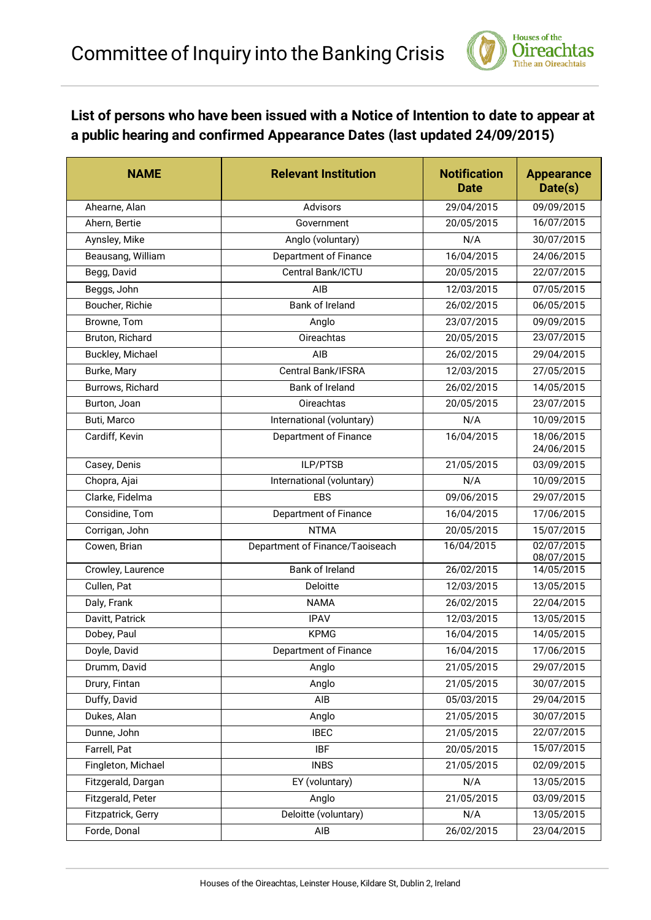# Committee of Inquiry into the Banking Crisis

## List of persons who have been issued with a Notice of Intention to date to appear at a public hearing and confirmed Appearance Dates (last updated 24/09/2015)

| NAME | Relevant Institution | Notification Date | Appearance Date(s) |
|---|---|---|---|
| Ahearne, Alan | Advisors | 29/04/2015 | 09/09/2015 |
| Ahern, Bertie | Government | 20/05/2015 | 16/07/2015 |
| Aynsley, Mike | Anglo (voluntary) | N/A | 30/07/2015 |
| Beausang, William | Department of Finance | 16/04/2015 | 24/06/2015 |
| Begg, David | Central Bank/ICTU | 20/05/2015 | 22/07/2015 |
| Beggs, John | AIB | 12/03/2015 | 07/05/2015 |
| Boucher, Richie | Bank of Ireland | 26/02/2015 | 06/05/2015 |
| Browne, Tom | Anglo | 23/07/2015 | 09/09/2015 |
| Bruton, Richard | Oireachtas | 20/05/2015 | 23/07/2015 |
| Buckley, Michael | AIB | 26/02/2015 | 29/04/2015 |
| Burke, Mary | Central Bank/IFSRA | 12/03/2015 | 27/05/2015 |
| Burrows, Richard | Bank of Ireland | 26/02/2015 | 14/05/2015 |
| Burton, Joan | Oireachtas | 20/05/2015 | 23/07/2015 |
| Buti, Marco | International (voluntary) | N/A | 10/09/2015 |
| Cardiff, Kevin | Department of Finance | 16/04/2015 | 18/06/2015<br>24/06/2015 |
| Casey, Denis | ILP/PTSB | 21/05/2015 | 03/09/2015 |
| Chopra, Ajai | International (voluntary) | N/A | 10/09/2015 |
| Clarke, Fidelma | EBS | 09/06/2015 | 29/07/2015 |
| Considine, Tom | Department of Finance | 16/04/2015 | 17/06/2015 |
| Corrigan, John | NTMA | 20/05/2015 | 15/07/2015 |
| Cowen, Brian | Department of Finance/Taoiseach | 16/04/2015 | 02/07/2015<br>08/07/2015 |
| Crowley, Laurence | Bank of Ireland | 26/02/2015 | 14/05/2015 |
| Cullen, Pat | Deloitte | 12/03/2015 | 13/05/2015 |
| Daly, Frank | NAMA | 26/02/2015 | 22/04/2015 |
| Davitt, Patrick | IPAV | 12/03/2015 | 13/05/2015 |
| Dobey, Paul | KPMG | 16/04/2015 | 14/05/2015 |
| Doyle, David | Department of Finance | 16/04/2015 | 17/06/2015 |
| Drumm, David | Anglo | 21/05/2015 | 29/07/2015 |
| Drury, Fintan | Anglo | 21/05/2015 | 30/07/2015 |
| Duffy, David | AIB | 05/03/2015 | 29/04/2015 |
| Dukes, Alan | Anglo | 21/05/2015 | 30/07/2015 |
| Dunne, John | IBEC | 21/05/2015 | 22/07/2015 |
| Farrell, Pat | IBF | 20/05/2015 | 15/07/2015 |
| Fingleton, Michael | INBS | 21/05/2015 | 02/09/2015 |
| Fitzgerald, Dargan | EY (voluntary) | N/A | 13/05/2015 |
| Fitzgerald, Peter | Anglo | 21/05/2015 | 03/09/2015 |
| Fitzpatrick, Gerry | Deloitte (voluntary) | N/A | 13/05/2015 |
| Forde, Donal | AIB | 26/02/2015 | 23/04/2015 |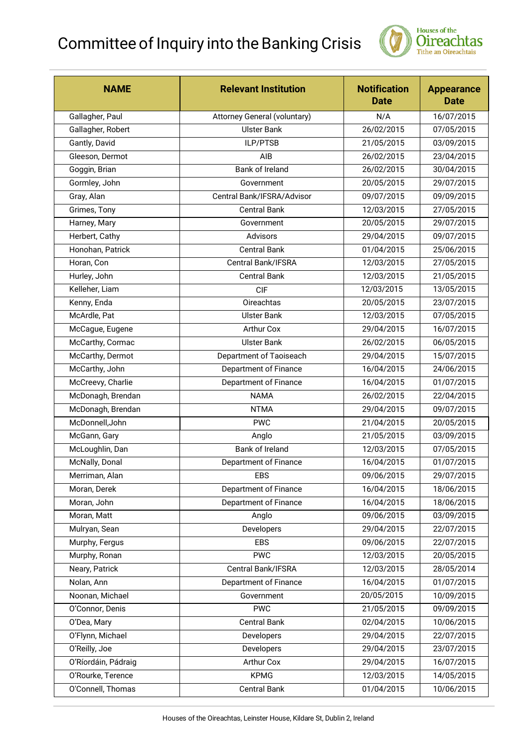# Committee of Inquiry into the Banking Crisis

| NAME | Relevant Institution | Notification Date | Appearance Date |
|---|---|---|---|
| Gallagher, Paul | Attorney General (voluntary) | N/A | 16/07/2015 |
| Gallagher, Robert | Ulster Bank | 26/02/2015 | 07/05/2015 |
| Gantly, David | ILP/PTSB | 21/05/2015 | 03/09/2015 |
| Gleeson, Dermot | AIB | 26/02/2015 | 23/04/2015 |
| Goggin, Brian | Bank of Ireland | 26/02/2015 | 30/04/2015 |
| Gormley, John | Government | 20/05/2015 | 29/07/2015 |
| Gray, Alan | Central Bank/IFSRA/Advisor | 09/07/2015 | 09/09/2015 |
| Grimes, Tony | Central Bank | 12/03/2015 | 27/05/2015 |
| Harney, Mary | Government | 20/05/2015 | 29/07/2015 |
| Herbert, Cathy | Advisors | 29/04/2015 | 09/07/2015 |
| Honohan, Patrick | Central Bank | 01/04/2015 | 25/06/2015 |
| Horan, Con | Central Bank/IFSRA | 12/03/2015 | 27/05/2015 |
| Hurley, John | Central Bank | 12/03/2015 | 21/05/2015 |
| Kelleher, Liam | CIF | 12/03/2015 | 13/05/2015 |
| Kenny, Enda | Oireachtas | 20/05/2015 | 23/07/2015 |
| McArdle, Pat | Ulster Bank | 12/03/2015 | 07/05/2015 |
| McCague, Eugene | Arthur Cox | 29/04/2015 | 16/07/2015 |
| McCarthy, Cormac | Ulster Bank | 26/02/2015 | 06/05/2015 |
| McCarthy, Dermot | Department of Taoiseach | 29/04/2015 | 15/07/2015 |
| McCarthy, John | Department of Finance | 16/04/2015 | 24/06/2015 |
| McCreevy, Charlie | Department of Finance | 16/04/2015 | 01/07/2015 |
| McDonagh, Brendan | NAMA | 26/02/2015 | 22/04/2015 |
| McDonagh, Brendan | NTMA | 29/04/2015 | 09/07/2015 |
| McDonnell,John | PWC | 21/04/2015 | 20/05/2015 |
| McGann, Gary | Anglo | 21/05/2015 | 03/09/2015 |
| McLoughlin, Dan | Bank of Ireland | 12/03/2015 | 07/05/2015 |
| McNally, Donal | Department of Finance | 16/04/2015 | 01/07/2015 |
| Merriman, Alan | EBS | 09/06/2015 | 29/07/2015 |
| Moran, Derek | Department of Finance | 16/04/2015 | 18/06/2015 |
| Moran, John | Department of Finance | 16/04/2015 | 18/06/2015 |
| Moran, Matt | Anglo | 09/06/2015 | 03/09/2015 |
| Mulryan, Sean | Developers | 29/04/2015 | 22/07/2015 |
| Murphy, Fergus | EBS | 09/06/2015 | 22/07/2015 |
| Murphy, Ronan | PWC | 12/03/2015 | 20/05/2015 |
| Neary, Patrick | Central Bank/IFSRA | 12/03/2015 | 28/05/2014 |
| Nolan, Ann | Department of Finance | 16/04/2015 | 01/07/2015 |
| Noonan, Michael | Government | 20/05/2015 | 10/09/2015 |
| O'Connor, Denis | PWC | 21/05/2015 | 09/09/2015 |
| O'Dea, Mary | Central Bank | 02/04/2015 | 10/06/2015 |
| O'Flynn, Michael | Developers | 29/04/2015 | 22/07/2015 |
| O'Reilly, Joe | Developers | 29/04/2015 | 23/07/2015 |
| O'Ríordáin, Pádraig | Arthur Cox | 29/04/2015 | 16/07/2015 |
| O'Rourke, Terence | KPMG | 12/03/2015 | 14/05/2015 |
| O'Connell, Thomas | Central Bank | 01/04/2015 | 10/06/2015 |

Houses of the Oireachtas, Leinster House, Kildare St, Dublin 2, Ireland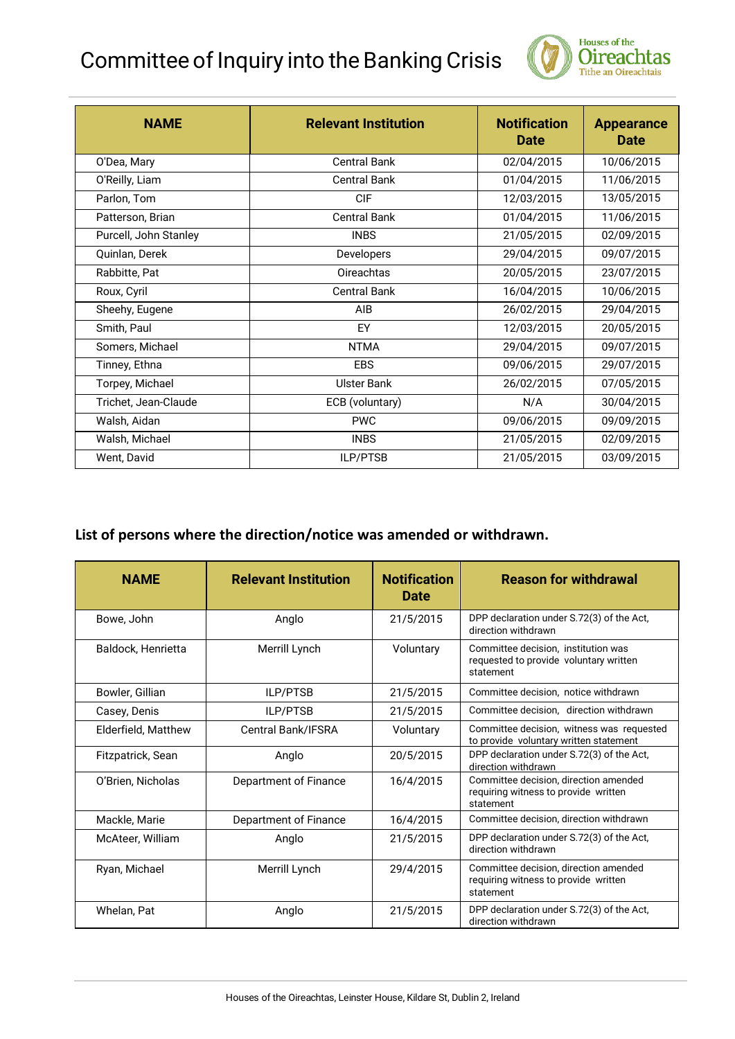# Committee of Inquiry into the Banking Crisis

| NAME | Relevant Institution | Notification Date | Appearance Date |
|---|---|---|---|
| O'Dea, Mary | Central Bank | 02/04/2015 | 10/06/2015 |
| O'Reilly, Liam | Central Bank | 01/04/2015 | 11/06/2015 |
| Parlon, Tom | CIF | 12/03/2015 | 13/05/2015 |
| Patterson, Brian | Central Bank | 01/04/2015 | 11/06/2015 |
| Purcell, John Stanley | INBS | 21/05/2015 | 02/09/2015 |
| Quinlan, Derek | Developers | 29/04/2015 | 09/07/2015 |
| Rabbitte, Pat | Oireachtas | 20/05/2015 | 23/07/2015 |
| Roux, Cyril | Central Bank | 16/04/2015 | 10/06/2015 |
| Sheehy, Eugene | AIB | 26/02/2015 | 29/04/2015 |
| Smith, Paul | EY | 12/03/2015 | 20/05/2015 |
| Somers, Michael | NTMA | 29/04/2015 | 09/07/2015 |
| Tinney, Ethna | EBS | 09/06/2015 | 29/07/2015 |
| Torpey, Michael | Ulster Bank | 26/02/2015 | 07/05/2015 |
| Trichet, Jean-Claude | ECB (voluntary) | N/A | 30/04/2015 |
| Walsh, Aidan | PWC | 09/06/2015 | 09/09/2015 |
| Walsh, Michael | INBS | 21/05/2015 | 02/09/2015 |
| Went, David | ILP/PTSB | 21/05/2015 | 03/09/2015 |

## List of persons where the direction/notice was amended or withdrawn.

| NAME | Relevant Institution | Notification Date | Reason for withdrawal |
|---|---|---|---|
| Bowe, John | Anglo | 21/5/2015 | DPP declaration under S.72(3) of the Act, direction withdrawn |
| Baldock, Henrietta | Merrill Lynch | Voluntary | Committee decision, institution was requested to provide voluntary written statement |
| Bowler, Gillian | ILP/PTSB | 21/5/2015 | Committee decision, notice withdrawn |
| Casey, Denis | ILP/PTSB | 21/5/2015 | Committee decision, direction withdrawn |
| Elderfield, Matthew | Central Bank/IFSRA | Voluntary | Committee decision, witness was requested to provide voluntary written statement |
| Fitzpatrick, Sean | Anglo | 20/5/2015 | DPP declaration under S.72(3) of the Act, direction withdrawn |
| O'Brien, Nicholas | Department of Finance | 16/4/2015 | Committee decision, direction amended requiring witness to provide written statement |
| Mackle, Marie | Department of Finance | 16/4/2015 | Committee decision, direction withdrawn |
| McAteer, William | Anglo | 21/5/2015 | DPP declaration under S.72(3) of the Act, direction withdrawn |
| Ryan, Michael | Merrill Lynch | 29/4/2015 | Committee decision, direction amended requiring witness to provide written statement |
| Whelan, Pat | Anglo | 21/5/2015 | DPP declaration under S.72(3) of the Act, direction withdrawn |